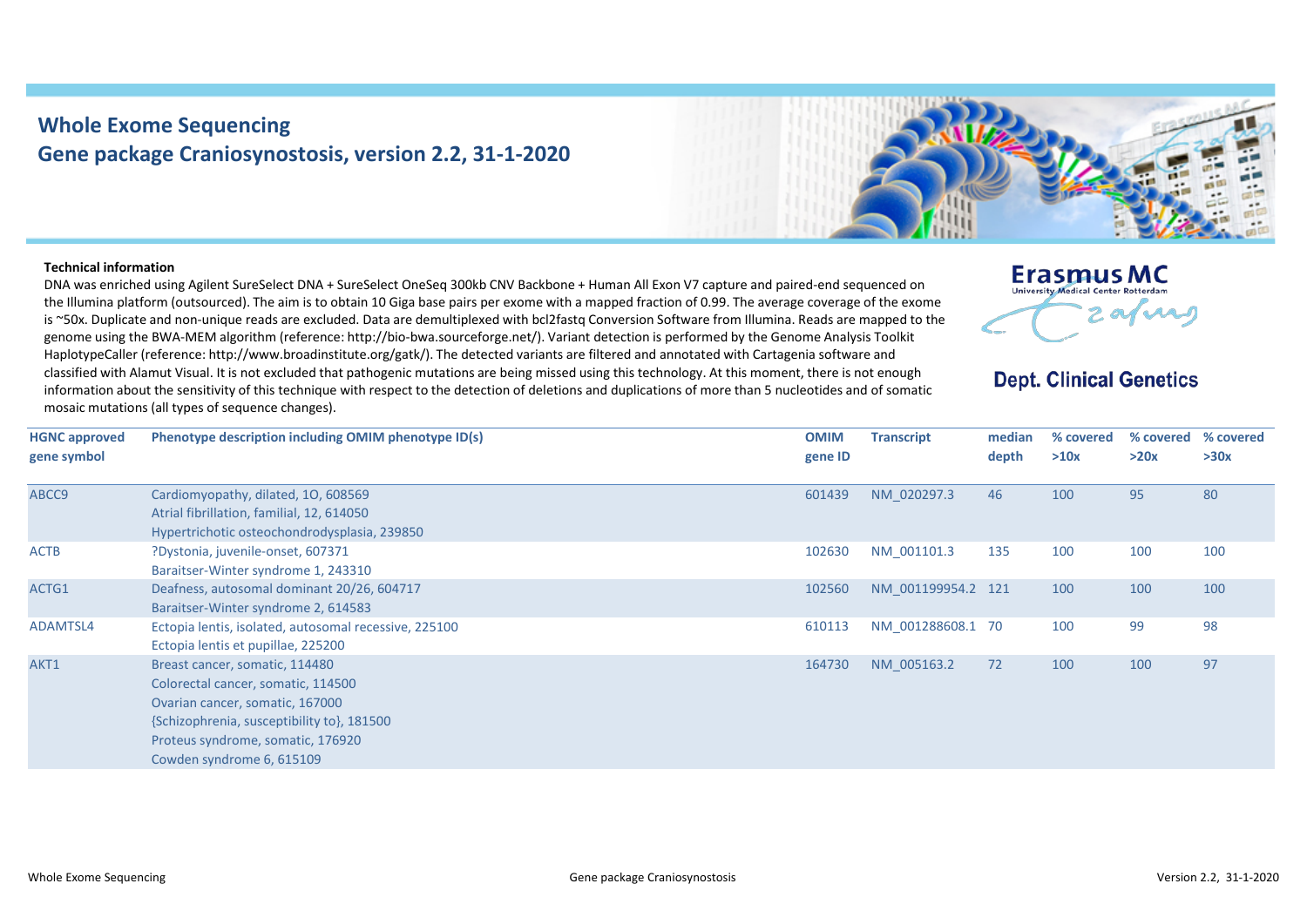# Whole Exome Sequencing

## Gene package Craniosynostosis, version 2.2, 31-1-2020

**Technical information**

DNA was enriched using Agilent SureSelect DNA + SureSelect OneSeq 300kb CNV Backbone + Human All Exon V7 capture and paired-end sequenced on the Illumina platform (outsourced). The aim is to obtain 10 Giga base pairs per exome with a mapped fraction of 0.99. The average coverage of the exome is ~50x. Duplicate and non-unique reads are excluded. Data are demultiplexed with bcl2fastq Conversion Software from Illumina. Reads are mapped to the genome using the BWA-MEM algorithm (reference: http://bio-bwa.sourceforge.net/). Variant detection is performed by the Genome Analysis Toolkit HaplotypeCaller (reference: http://www.broadinstitute.org/gatk/). The detected variants are filtered and annotated with Cartagenia software and classified with Alamut Visual. It is not excluded that pathogenic mutations are being missed using this technology. At this moment, there is not enough information about the sensitivity of this technique with respect to the detection of deletions and duplications of more than 5 nucleotides and of somatic mosaic mutations (all types of sequence changes).

| HGNC approved gene symbol | Phenotype description including OMIM phenotype ID(s) | OMIM gene ID | Transcript | median depth | % covered >10x | % covered >20x | % covered >30x |
|---|---|---|---|---|---|---|---|
| ABCC9 | Cardiomyopathy, dilated, 1O, 608569<br>Atrial fibrillation, familial, 12, 614050<br>Hypertrichotic osteochondrodysplasia, 239850 | 601439 | NM_020297.3 | 46 | 100 | 95 | 80 |
| ACTB | ?Dystonia, juvenile-onset, 607371<br>Baraitser-Winter syndrome 1, 243310 | 102630 | NM_001101.3 | 135 | 100 | 100 | 100 |
| ACTG1 | Deafness, autosomal dominant 20/26, 604717<br>Baraitser-Winter syndrome 2, 614583 | 102560 | NM_001199954.2 | 121 | 100 | 100 | 100 |
| ADAMTSL4 | Ectopia lentis, isolated, autosomal recessive, 225100<br>Ectopia lentis et pupillae, 225200 | 610113 | NM_001288608.1 | 70 | 100 | 99 | 98 |
| AKT1 | Breast cancer, somatic, 114480<br>Colorectal cancer, somatic, 114500<br>Ovarian cancer, somatic, 167000<br>{Schizophrenia, susceptibility to}, 181500<br>Proteus syndrome, somatic, 176920<br>Cowden syndrome 6, 615109 | 164730 | NM_005163.2 | 72 | 100 | 100 | 97 |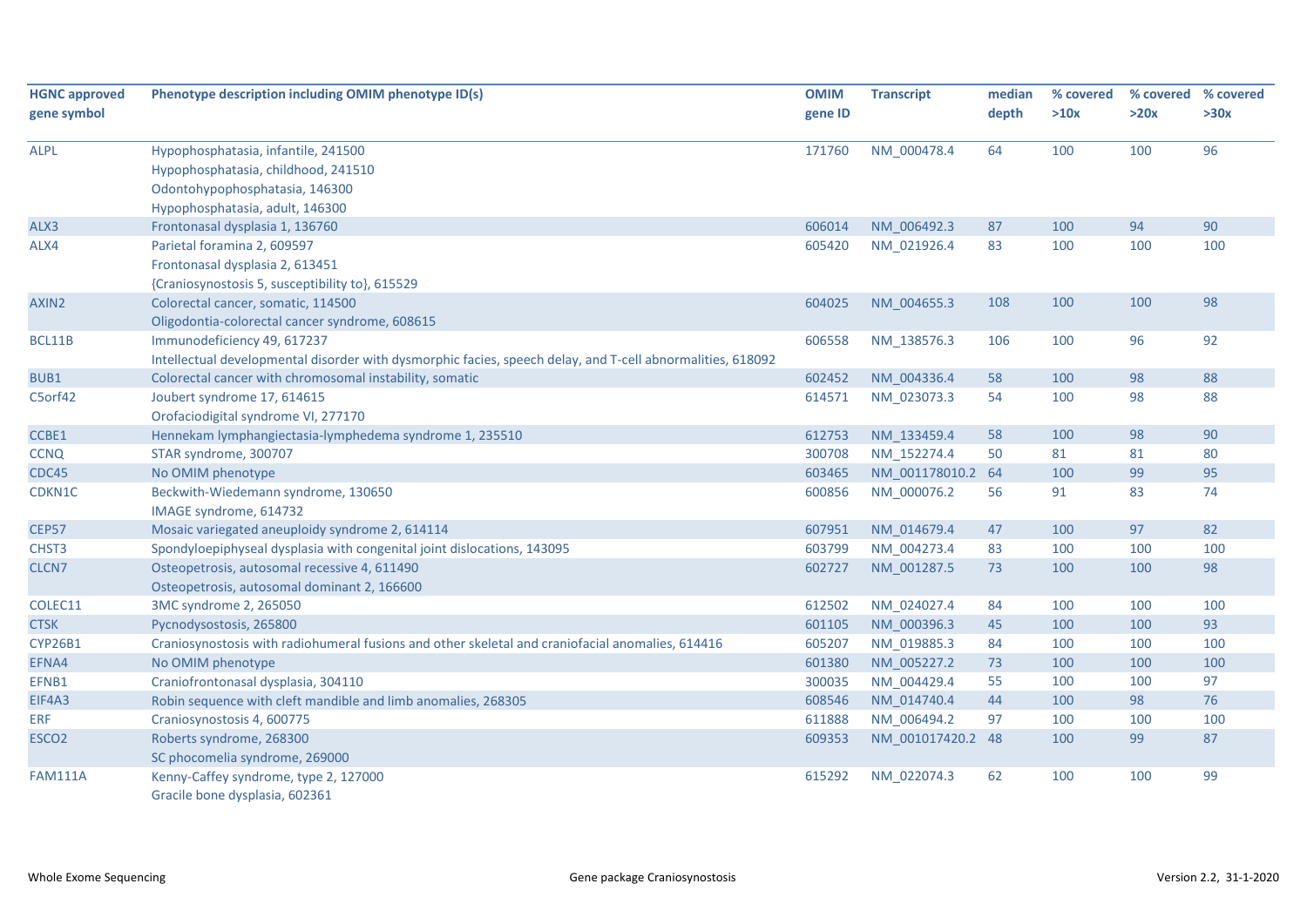| HGNC approved gene symbol | Phenotype description including OMIM phenotype ID(s) | OMIM gene ID | Transcript | median depth | % covered >10x | % covered >20x | % covered >30x |
|---|---|---|---|---|---|---|---|
| ALPL | Hypophosphatasia, infantile, 241500<br>Hypophosphatasia, childhood, 241510<br>Odontohypophosphatasia, 146300<br>Hypophosphatasia, adult, 146300 | 171760 | NM_000478.4 | 64 | 100 | 100 | 96 |
| ALX3 | Frontonasal dysplasia 1, 136760 | 606014 | NM_006492.3 | 87 | 100 | 94 | 90 |
| ALX4 | Parietal foramina 2, 609597<br>Frontonasal dysplasia 2, 613451<br>{Craniosynostosis 5, susceptibility to}, 615529 | 605420 | NM_021926.4 | 83 | 100 | 100 | 100 |
| AXIN2 | Colorectal cancer, somatic, 114500<br>Oligodontia-colorectal cancer syndrome, 608615 | 604025 | NM_004655.3 | 108 | 100 | 100 | 98 |
| BCL11B | Immunodeficiency 49, 617237<br>Intellectual developmental disorder with dysmorphic facies, speech delay, and T-cell abnormalities, 618092 | 606558 | NM_138576.3 | 106 | 100 | 96 | 92 |
| BUB1 | Colorectal cancer with chromosomal instability, somatic | 602452 | NM_004336.4 | 58 | 100 | 98 | 88 |
| C5orf42 | Joubert syndrome 17, 614615<br>Orofaciodigital syndrome VI, 277170 | 614571 | NM_023073.3 | 54 | 100 | 98 | 88 |
| CCBE1 | Hennekam lymphangiectasia-lymphedema syndrome 1, 235510 | 612753 | NM_133459.4 | 58 | 100 | 98 | 90 |
| CCNQ | STAR syndrome, 300707 | 300708 | NM_152274.4 | 50 | 81 | 81 | 80 |
| CDC45 | No OMIM phenotype | 603465 | NM_001178010.2 | 64 | 100 | 99 | 95 |
| CDKN1C | Beckwith-Wiedemann syndrome, 130650<br>IMAGE syndrome, 614732 | 600856 | NM_000076.2 | 56 | 91 | 83 | 74 |
| CEP57 | Mosaic variegated aneuploidy syndrome 2, 614114 | 607951 | NM_014679.4 | 47 | 100 | 97 | 82 |
| CHST3 | Spondyloepiphyseal dysplasia with congenital joint dislocations, 143095 | 603799 | NM_004273.4 | 83 | 100 | 100 | 100 |
| CLCN7 | Osteopetrosis, autosomal recessive 4, 611490<br>Osteopetrosis, autosomal dominant 2, 166600 | 602727 | NM_001287.5 | 73 | 100 | 100 | 98 |
| COLEC11 | 3MC syndrome 2, 265050 | 612502 | NM_024027.4 | 84 | 100 | 100 | 100 |
| CTSK | Pycnodysostosis, 265800 | 601105 | NM_000396.3 | 45 | 100 | 100 | 93 |
| CYP26B1 | Craniosynostosis with radiohumeral fusions and other skeletal and craniofacial anomalies, 614416 | 605207 | NM_019885.3 | 84 | 100 | 100 | 100 |
| EFNA4 | No OMIM phenotype | 601380 | NM_005227.2 | 73 | 100 | 100 | 100 |
| EFNB1 | Craniofrontonasal dysplasia, 304110 | 300035 | NM_004429.4 | 55 | 100 | 100 | 97 |
| EIF4A3 | Robin sequence with cleft mandible and limb anomalies, 268305 | 608546 | NM_014740.4 | 44 | 100 | 98 | 76 |
| ERF | Craniosynostosis 4, 600775 | 611888 | NM_006494.2 | 97 | 100 | 100 | 100 |
| ESCO2 | Roberts syndrome, 268300<br>SC phocomelia syndrome, 269000 | 609353 | NM_001017420.2 | 48 | 100 | 99 | 87 |
| FAM111A | Kenny-Caffey syndrome, type 2, 127000<br>Gracile bone dysplasia, 602361 | 615292 | NM_022074.3 | 62 | 100 | 100 | 99 |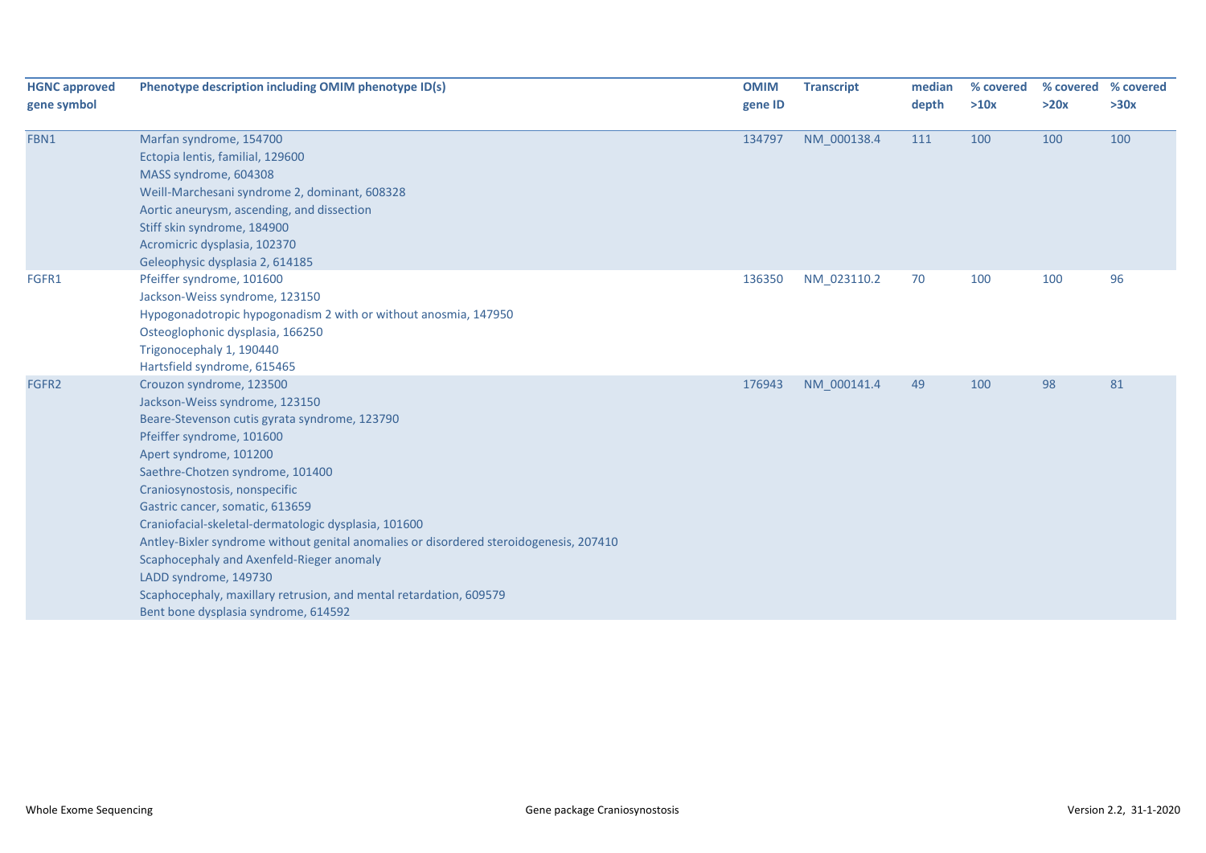| HGNC approved gene symbol | Phenotype description including OMIM phenotype ID(s) | OMIM gene ID | Transcript | median depth | % covered >10x | % covered >20x | % covered >30x |
|---|---|---|---|---|---|---|---|
| FBN1 | Marfan syndrome, 154700<br>Ectopia lentis, familial, 129600<br>MASS syndrome, 604308<br>Weill-Marchesani syndrome 2, dominant, 608328<br>Aortic aneurysm, ascending, and dissection<br>Stiff skin syndrome, 184900<br>Acromicric dysplasia, 102370<br>Geleophysic dysplasia 2, 614185 | 134797 | NM_000138.4 | 111 | 100 | 100 | 100 |
| FGFR1 | Pfeiffer syndrome, 101600<br>Jackson-Weiss syndrome, 123150<br>Hypogonadotropic hypogonadism 2 with or without anosmia, 147950<br>Osteoglophonic dysplasia, 166250<br>Trigonocephaly 1, 190440<br>Hartsfield syndrome, 615465 | 136350 | NM_023110.2 | 70 | 100 | 100 | 96 |
| FGFR2 | Crouzon syndrome, 123500<br>Jackson-Weiss syndrome, 123150<br>Beare-Stevenson cutis gyrata syndrome, 123790<br>Pfeiffer syndrome, 101600<br>Apert syndrome, 101200<br>Saethre-Chotzen syndrome, 101400<br>Craniosynostosis, nonspecific<br>Gastric cancer, somatic, 613659<br>Craniofacial-skeletal-dermatologic dysplasia, 101600<br>Antley-Bixler syndrome without genital anomalies or disordered steroidogenesis, 207410<br>Scaphocephaly and Axenfeld-Rieger anomaly<br>LADD syndrome, 149730<br>Scaphocephaly, maxillary retrusion, and mental retardation, 609579<br>Bent bone dysplasia syndrome, 614592 | 176943 | NM_000141.4 | 49 | 100 | 98 | 81 |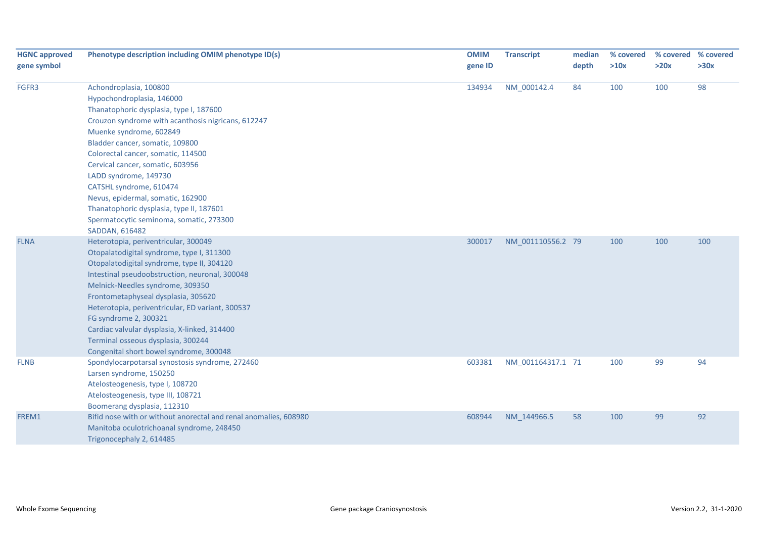| HGNC approved gene symbol | Phenotype description including OMIM phenotype ID(s) | OMIM gene ID | Transcript | median depth | % covered >10x | % covered >20x | % covered >30x |
|---|---|---|---|---|---|---|---|
| FGFR3 | Achondroplasia, 100800<br>Hypochondroplasia, 146000<br>Thanatophoric dysplasia, type I, 187600<br>Crouzon syndrome with acanthosis nigricans, 612247<br>Muenke syndrome, 602849<br>Bladder cancer, somatic, 109800<br>Colorectal cancer, somatic, 114500<br>Cervical cancer, somatic, 603956<br>LADD syndrome, 149730<br>CATSHL syndrome, 610474<br>Nevus, epidermal, somatic, 162900<br>Thanatophoric dysplasia, type II, 187601<br>Spermatocytic seminoma, somatic, 273300<br>SADDAN, 616482 | 134934 | NM_000142.4 | 84 | 100 | 100 | 98 |
| FLNA | Heterotopia, periventricular, 300049<br>Otopalatodigital syndrome, type I, 311300<br>Otopalatodigital syndrome, type II, 304120<br>Intestinal pseudoobstruction, neuronal, 300048<br>Melnick-Needles syndrome, 309350<br>Frontometaphyseal dysplasia, 305620<br>Heterotopia, periventricular, ED variant, 300537<br>FG syndrome 2, 300321<br>Cardiac valvular dysplasia, X-linked, 314400<br>Terminal osseous dysplasia, 300244<br>Congenital short bowel syndrome, 300048 | 300017 | NM_001110556.2 | 79 | 100 | 100 | 100 |
| FLNB | Spondylocarpotarsal synostosis syndrome, 272460<br>Larsen syndrome, 150250<br>Atelosteogenesis, type I, 108720<br>Atelosteogenesis, type III, 108721<br>Boomerang dysplasia, 112310 | 603381 | NM_001164317.1 | 71 | 100 | 99 | 94 |
| FREM1 | Bifid nose with or without anorectal and renal anomalies, 608980<br>Manitoba oculotrichoanal syndrome, 248450<br>Trigonocephaly 2, 614485 | 608944 | NM_144966.5 | 58 | 100 | 99 | 92 |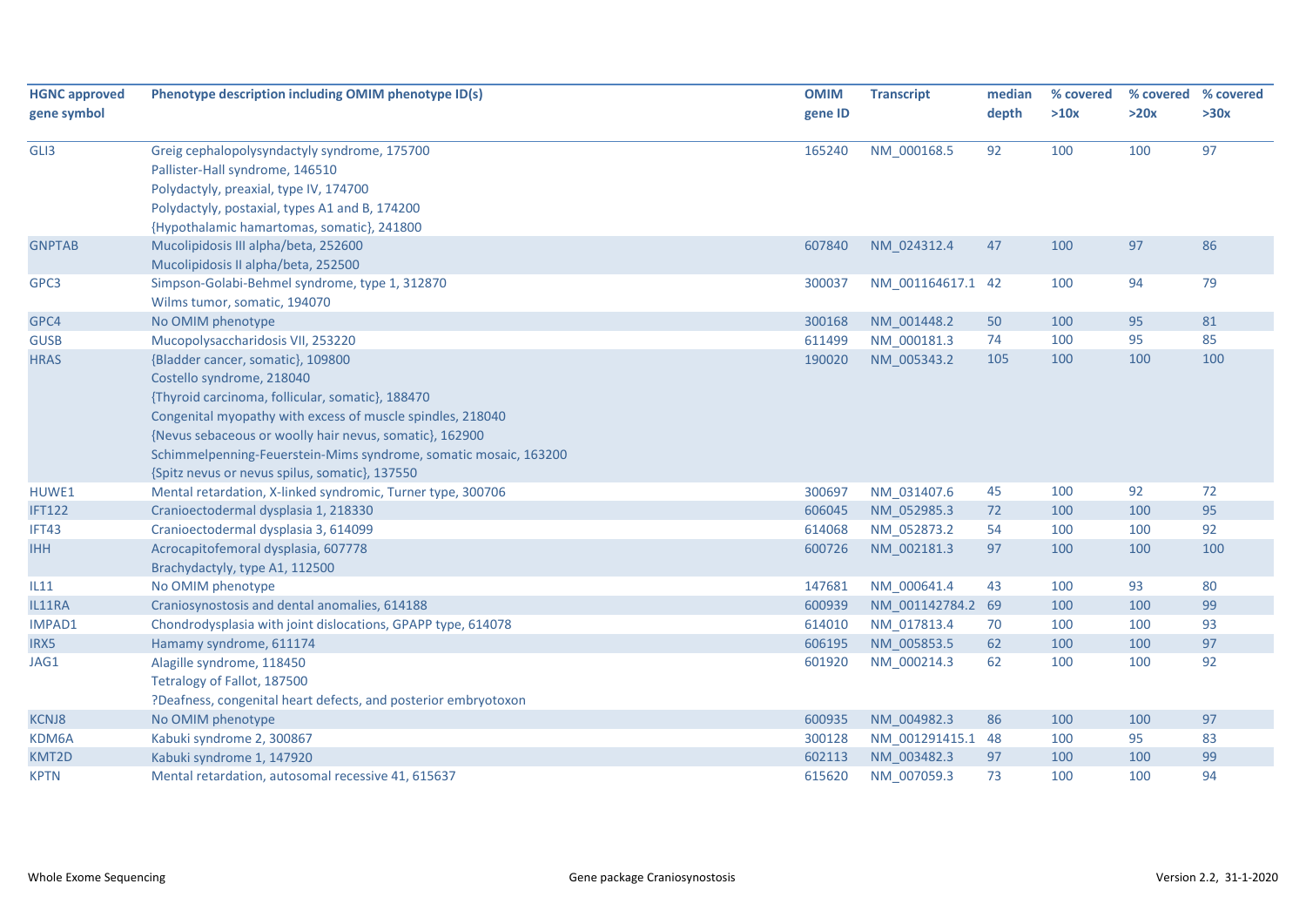| HGNC approved gene symbol | Phenotype description including OMIM phenotype ID(s) | OMIM gene ID | Transcript | median depth | % covered >10x | % covered >20x | % covered >30x |
|---|---|---|---|---|---|---|---|
| GLI3 | Greig cephalopolysyndactyly syndrome, 175700<br>Pallister-Hall syndrome, 146510<br>Polydactyly, preaxial, type IV, 174700<br>Polydactyly, postaxial, types A1 and B, 174200<br>{Hypothalamic hamartomas, somatic}, 241800 | 165240 | NM_000168.5 | 92 | 100 | 100 | 97 |
| GNPTAB | Mucolipidosis III alpha/beta, 252600<br>Mucolipidosis II alpha/beta, 252500 | 607840 | NM_024312.4 | 47 | 100 | 97 | 86 |
| GPC3 | Simpson-Golabi-Behmel syndrome, type 1, 312870<br>Wilms tumor, somatic, 194070 | 300037 | NM_001164617.1 | 42 | 100 | 94 | 79 |
| GPC4 | No OMIM phenotype | 300168 | NM_001448.2 | 50 | 100 | 95 | 81 |
| GUSB | Mucopolysaccharidosis VII, 253220 | 611499 | NM_000181.3 | 74 | 100 | 95 | 85 |
| HRAS | {Bladder cancer, somatic}, 109800<br>Costello syndrome, 218040<br>{Thyroid carcinoma, follicular, somatic}, 188470<br>Congenital myopathy with excess of muscle spindles, 218040<br>{Nevus sebaceous or woolly hair nevus, somatic}, 162900<br>Schimmelpenning-Feuerstein-Mims syndrome, somatic mosaic, 163200<br>{Spitz nevus or nevus spilus, somatic}, 137550 | 190020 | NM_005343.2 | 105 | 100 | 100 | 100 |
| HUWE1 | Mental retardation, X-linked syndromic, Turner type, 300706 | 300697 | NM_031407.6 | 45 | 100 | 92 | 72 |
| IFT122 | Cranioectodermal dysplasia 1, 218330 | 606045 | NM_052985.3 | 72 | 100 | 100 | 95 |
| IFT43 | Cranioectodermal dysplasia 3, 614099 | 614068 | NM_052873.2 | 54 | 100 | 100 | 92 |
| IHH | Acrocapitofemoral dysplasia, 607778<br>Brachydactyly, type A1, 112500 | 600726 | NM_002181.3 | 97 | 100 | 100 | 100 |
| IL11 | No OMIM phenotype | 147681 | NM_000641.4 | 43 | 100 | 93 | 80 |
| IL11RA | Craniosynostosis and dental anomalies, 614188 | 600939 | NM_001142784.2 | 69 | 100 | 100 | 99 |
| IMPAD1 | Chondrodysplasia with joint dislocations, GPAPP type, 614078 | 614010 | NM_017813.4 | 70 | 100 | 100 | 93 |
| IRX5 | Hamamy syndrome, 611174 | 606195 | NM_005853.5 | 62 | 100 | 100 | 97 |
| JAG1 | Alagille syndrome, 118450<br>Tetralogy of Fallot, 187500<br>?Deafness, congenital heart defects, and posterior embryotoxon | 601920 | NM_000214.3 | 62 | 100 | 100 | 92 |
| KCNJ8 | No OMIM phenotype | 600935 | NM_004982.3 | 86 | 100 | 100 | 97 |
| KDM6A | Kabuki syndrome 2, 300867 | 300128 | NM_001291415.1 | 48 | 100 | 95 | 83 |
| KMT2D | Kabuki syndrome 1, 147920 | 602113 | NM_003482.3 | 97 | 100 | 100 | 99 |
| KPTN | Mental retardation, autosomal recessive 41, 615637 | 615620 | NM_007059.3 | 73 | 100 | 100 | 94 |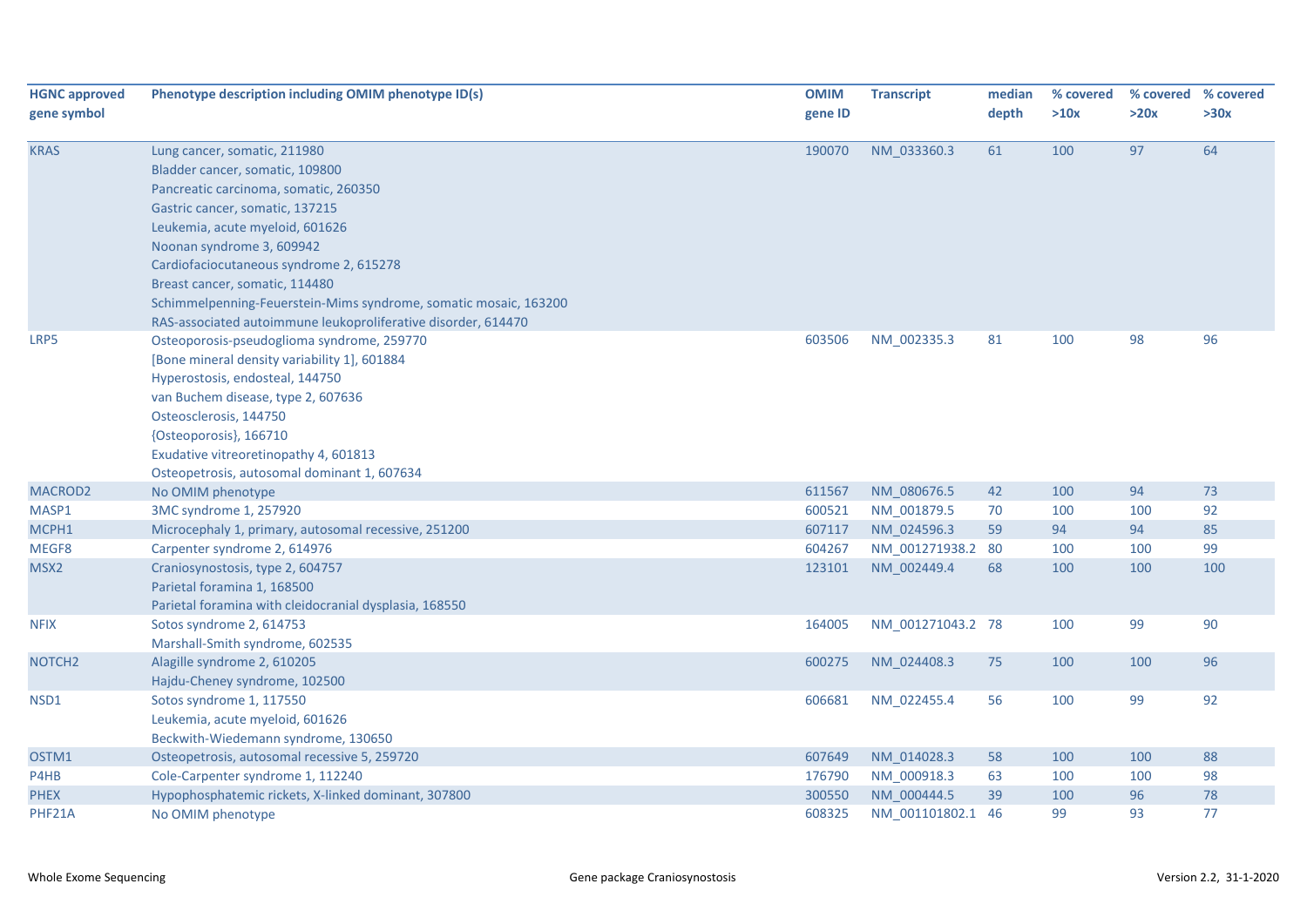| HGNC approved gene symbol | Phenotype description including OMIM phenotype ID(s) | OMIM gene ID | Transcript | median depth | % covered >10x | % covered >20x | % covered >30x |
|---|---|---|---|---|---|---|---|
| KRAS | Lung cancer, somatic, 211980<br>Bladder cancer, somatic, 109800<br>Pancreatic carcinoma, somatic, 260350<br>Gastric cancer, somatic, 137215<br>Leukemia, acute myeloid, 601626<br>Noonan syndrome 3, 609942<br>Cardiofaciocutaneous syndrome 2, 615278<br>Breast cancer, somatic, 114480<br>Schimmelpenning-Feuerstein-Mims syndrome, somatic mosaic, 163200<br>RAS-associated autoimmune leukoproliferative disorder, 614470 | 190070 | NM_033360.3 | 61 | 100 | 97 | 64 |
| LRP5 | Osteoporosis-pseudoglioma syndrome, 259770<br>[Bone mineral density variability 1], 601884<br>Hyperostosis, endosteal, 144750<br>van Buchem disease, type 2, 607636<br>Osteosclerosis, 144750<br>{Osteoporosis}, 166710<br>Exudative vitreoretinopathy 4, 601813<br>Osteopetrosis, autosomal dominant 1, 607634 | 603506 | NM_002335.3 | 81 | 100 | 98 | 96 |
| MACROD2 | No OMIM phenotype | 611567 | NM_080676.5 | 42 | 100 | 94 | 73 |
| MASP1 | 3MC syndrome 1, 257920 | 600521 | NM_001879.5 | 70 | 100 | 100 | 92 |
| MCPH1 | Microcephaly 1, primary, autosomal recessive, 251200 | 607117 | NM_024596.3 | 59 | 94 | 94 | 85 |
| MEGF8 | Carpenter syndrome 2, 614976 | 604267 | NM_001271938.2 | 80 | 100 | 100 | 99 |
| MSX2 | Craniosynostosis, type 2, 604757<br>Parietal foramina 1, 168500<br>Parietal foramina with cleidocranial dysplasia, 168550 | 123101 | NM_002449.4 | 68 | 100 | 100 | 100 |
| NFIX | Sotos syndrome 2, 614753<br>Marshall-Smith syndrome, 602535 | 164005 | NM_001271043.2 | 78 | 100 | 99 | 90 |
| NOTCH2 | Alagille syndrome 2, 610205<br>Hajdu-Cheney syndrome, 102500 | 600275 | NM_024408.3 | 75 | 100 | 100 | 96 |
| NSD1 | Sotos syndrome 1, 117550<br>Leukemia, acute myeloid, 601626<br>Beckwith-Wiedemann syndrome, 130650 | 606681 | NM_022455.4 | 56 | 100 | 99 | 92 |
| OSTM1 | Osteopetrosis, autosomal recessive 5, 259720 | 607649 | NM_014028.3 | 58 | 100 | 100 | 88 |
| P4HB | Cole-Carpenter syndrome 1, 112240 | 176790 | NM_000918.3 | 63 | 100 | 100 | 98 |
| PHEX | Hypophosphatemic rickets, X-linked dominant, 307800 | 300550 | NM_000444.5 | 39 | 100 | 96 | 78 |
| PHF21A | No OMIM phenotype | 608325 | NM_001101802.1 | 46 | 99 | 93 | 77 |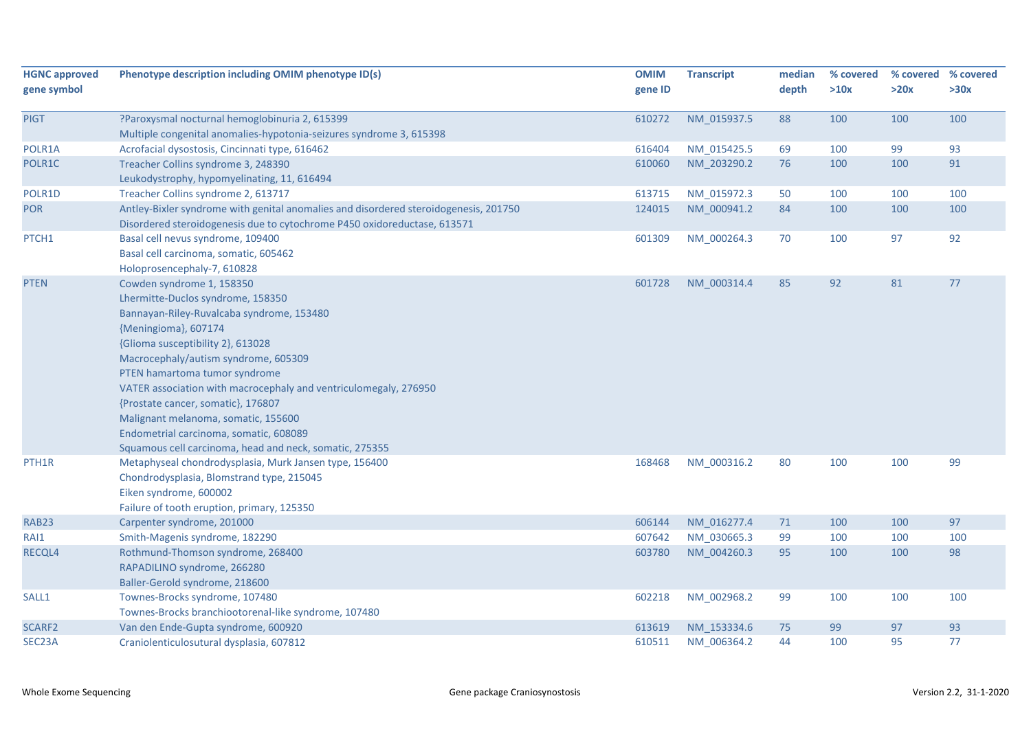| HGNC approved gene symbol | Phenotype description including OMIM phenotype ID(s) | OMIM gene ID | Transcript | median depth | % covered >10x | % covered >20x | % covered >30x |
|---|---|---|---|---|---|---|---|
| PIGT | ?Paroxysmal nocturnal hemoglobinuria 2, 615399<br>Multiple congenital anomalies-hypotonia-seizures syndrome 3, 615398 | 610272 | NM_015937.5 | 88 | 100 | 100 | 100 |
| POLR1A | Acrofacial dysostosis, Cincinnati type, 616462 | 616404 | NM_015425.5 | 69 | 100 | 99 | 93 |
| POLR1C | Treacher Collins syndrome 3, 248390<br>Leukodystrophy, hypomyelinating, 11, 616494 | 610060 | NM_203290.2 | 76 | 100 | 100 | 91 |
| POLR1D | Treacher Collins syndrome 2, 613717 | 613715 | NM_015972.3 | 50 | 100 | 100 | 100 |
| POR | Antley-Bixler syndrome with genital anomalies and disordered steroidogenesis, 201750<br>Disordered steroidogenesis due to cytochrome P450 oxidoreductase, 613571 | 124015 | NM_000941.2 | 84 | 100 | 100 | 100 |
| PTCH1 | Basal cell nevus syndrome, 109400<br>Basal cell carcinoma, somatic, 605462<br>Holoprosencephaly-7, 610828 | 601309 | NM_000264.3 | 70 | 100 | 97 | 92 |
| PTEN | Cowden syndrome 1, 158350<br>Lhermitte-Duclos syndrome, 158350<br>Bannayan-Riley-Ruvalcaba syndrome, 153480<br>{Meningioma}, 607174<br>{Glioma susceptibility 2}, 613028<br>Macrocephaly/autism syndrome, 605309<br>PTEN hamartoma tumor syndrome<br>VATER association with macrocephaly and ventriculomegaly, 276950<br>{Prostate cancer, somatic}, 176807<br>Malignant melanoma, somatic, 155600<br>Endometrial carcinoma, somatic, 608089<br>Squamous cell carcinoma, head and neck, somatic, 275355 | 601728 | NM_000314.4 | 85 | 92 | 81 | 77 |
| PTH1R | Metaphyseal chondrodysplasia, Murk Jansen type, 156400<br>Chondrodysplasia, Blomstrand type, 215045<br>Eiken syndrome, 600002<br>Failure of tooth eruption, primary, 125350 | 168468 | NM_000316.2 | 80 | 100 | 100 | 99 |
| RAB23 | Carpenter syndrome, 201000 | 606144 | NM_016277.4 | 71 | 100 | 100 | 97 |
| RAI1 | Smith-Magenis syndrome, 182290 | 607642 | NM_030665.3 | 99 | 100 | 100 | 100 |
| RECQL4 | Rothmund-Thomson syndrome, 268400<br>RAPADILINO syndrome, 266280<br>Baller-Gerold syndrome, 218600 | 603780 | NM_004260.3 | 95 | 100 | 100 | 98 |
| SALL1 | Townes-Brocks syndrome, 107480<br>Townes-Brocks branchiootorenal-like syndrome, 107480 | 602218 | NM_002968.2 | 99 | 100 | 100 | 100 |
| SCARF2 | Van den Ende-Gupta syndrome, 600920 | 613619 | NM_153334.6 | 75 | 99 | 97 | 93 |
| SEC23A | Craniolenticulosutural dysplasia, 607812 | 610511 | NM_006364.2 | 44 | 100 | 95 | 77 |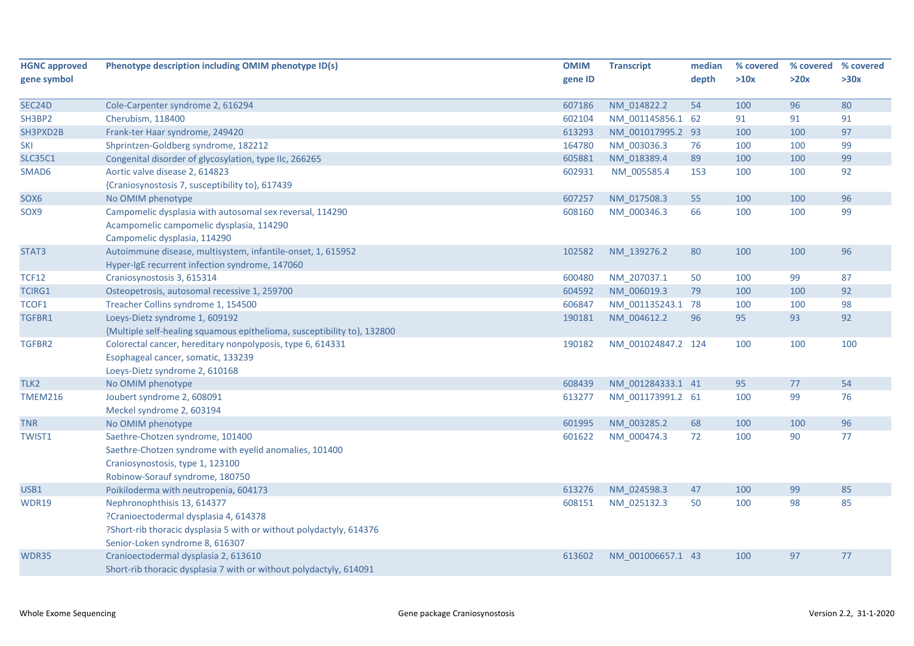| HGNC approved gene symbol | Phenotype description including OMIM phenotype ID(s) | OMIM gene ID | Transcript | median depth | % covered >10x | % covered >20x | % covered >30x |
|---|---|---|---|---|---|---|---|
| SEC24D | Cole-Carpenter syndrome 2, 616294 | 607186 | NM_014822.2 | 54 | 100 | 96 | 80 |
| SH3BP2 | Cherubism, 118400 | 602104 | NM_001145856.1 | 62 | 91 | 91 | 91 |
| SH3PXD2B | Frank-ter Haar syndrome, 249420 | 613293 | NM_001017995.2 | 93 | 100 | 100 | 97 |
| SKI | Shprintzen-Goldberg syndrome, 182212 | 164780 | NM_003036.3 | 76 | 100 | 100 | 99 |
| SLC35C1 | Congenital disorder of glycosylation, type IIc, 266265 | 605881 | NM_018389.4 | 89 | 100 | 100 | 99 |
| SMAD6 | Aortic valve disease 2, 614823<br>{Craniosynostosis 7, susceptibility to}, 617439 | 602931 | NM_005585.4 | 153 | 100 | 100 | 92 |
| SOX6 | No OMIM phenotype | 607257 | NM_017508.3 | 55 | 100 | 100 | 96 |
| SOX9 | Campomelic dysplasia with autosomal sex reversal, 114290<br>Acampomelic campomelic dysplasia, 114290<br>Campomelic dysplasia, 114290 | 608160 | NM_000346.3 | 66 | 100 | 100 | 99 |
| STAT3 | Autoimmune disease, multisystem, infantile-onset, 1, 615952<br>Hyper-IgE recurrent infection syndrome, 147060 | 102582 | NM_139276.2 | 80 | 100 | 100 | 96 |
| TCF12 | Craniosynostosis 3, 615314 | 600480 | NM_207037.1 | 50 | 100 | 99 | 87 |
| TCIRG1 | Osteopetrosis, autosomal recessive 1, 259700 | 604592 | NM_006019.3 | 79 | 100 | 100 | 92 |
| TCOF1 | Treacher Collins syndrome 1, 154500 | 606847 | NM_001135243.1 | 78 | 100 | 100 | 98 |
| TGFBR1 | Loeys-Dietz syndrome 1, 609192<br>{Multiple self-healing squamous epithelioma, susceptibility to}, 132800 | 190181 | NM_004612.2 | 96 | 95 | 93 | 92 |
| TGFBR2 | Colorectal cancer, hereditary nonpolyposis, type 6, 614331<br>Esophageal cancer, somatic, 133239<br>Loeys-Dietz syndrome 2, 610168 | 190182 | NM_001024847.2 | 124 | 100 | 100 | 100 |
| TLK2 | No OMIM phenotype | 608439 | NM_001284333.1 | 41 | 95 | 77 | 54 |
| TMEM216 | Joubert syndrome 2, 608091<br>Meckel syndrome 2, 603194 | 613277 | NM_001173991.2 | 61 | 100 | 99 | 76 |
| TNR | No OMIM phenotype | 601995 | NM_003285.2 | 68 | 100 | 100 | 96 |
| TWIST1 | Saethre-Chotzen syndrome, 101400<br>Saethre-Chotzen syndrome with eyelid anomalies, 101400<br>Craniosynostosis, type 1, 123100<br>Robinow-Sorauf syndrome, 180750 | 601622 | NM_000474.3 | 72 | 100 | 90 | 77 |
| USB1 | Poikiloderma with neutropenia, 604173 | 613276 | NM_024598.3 | 47 | 100 | 99 | 85 |
| WDR19 | Nephronophthisis 13, 614377<br>?Cranioectodermal dysplasia 4, 614378<br>?Short-rib thoracic dysplasia 5 with or without polydactyly, 614376<br>Senior-Loken syndrome 8, 616307 | 608151 | NM_025132.3 | 50 | 100 | 98 | 85 |
| WDR35 | Cranioectodermal dysplasia 2, 613610<br>Short-rib thoracic dysplasia 7 with or without polydactyly, 614091 | 613602 | NM_001006657.1 | 43 | 100 | 97 | 77 |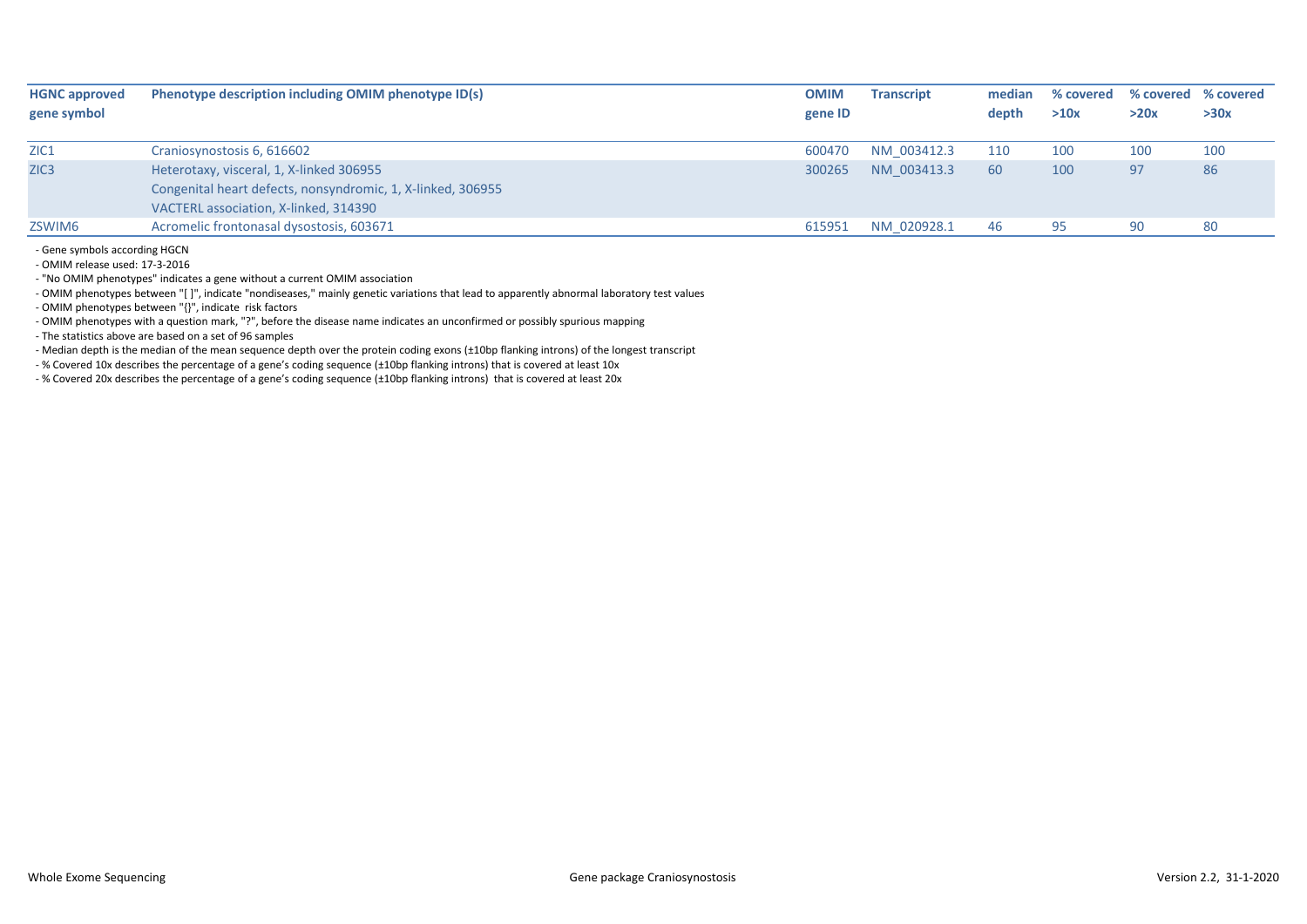| HGNC approved gene symbol | Phenotype description including OMIM phenotype ID(s) | OMIM gene ID | Transcript | median depth | % covered >10x | % covered >20x | % covered >30x |
|---|---|---|---|---|---|---|---|
| ZIC1 | Craniosynostosis 6, 616602 | 600470 | NM_003412.3 | 110 | 100 | 100 | 100 |
| ZIC3 | Heterotaxy, visceral, 1, X-linked 306955<br>Congenital heart defects, nonsyndromic, 1, X-linked, 306955<br>VACTERL association, X-linked, 314390 | 300265 | NM_003413.3 | 60 | 100 | 97 | 86 |
| ZSWIM6 | Acromelic frontonasal dysostosis, 603671 | 615951 | NM_020928.1 | 46 | 95 | 90 | 80 |

- Gene symbols according HGCN
- OMIM release used: 17-3-2016
- "No OMIM phenotypes" indicates a gene without a current OMIM association
- OMIM phenotypes between "[ ]", indicate "nondiseases," mainly genetic variations that lead to apparently abnormal laboratory test values
- OMIM phenotypes between "{}", indicate risk factors
- OMIM phenotypes with a question mark, "?", before the disease name indicates an unconfirmed or possibly spurious mapping
- The statistics above are based on a set of 96 samples
- Median depth is the median of the mean sequence depth over the protein coding exons (±10bp flanking introns) of the longest transcript
- % Covered 10x describes the percentage of a gene's coding sequence (±10bp flanking introns) that is covered at least 10x
- % Covered 20x describes the percentage of a gene's coding sequence (±10bp flanking introns) that is covered at least 20x